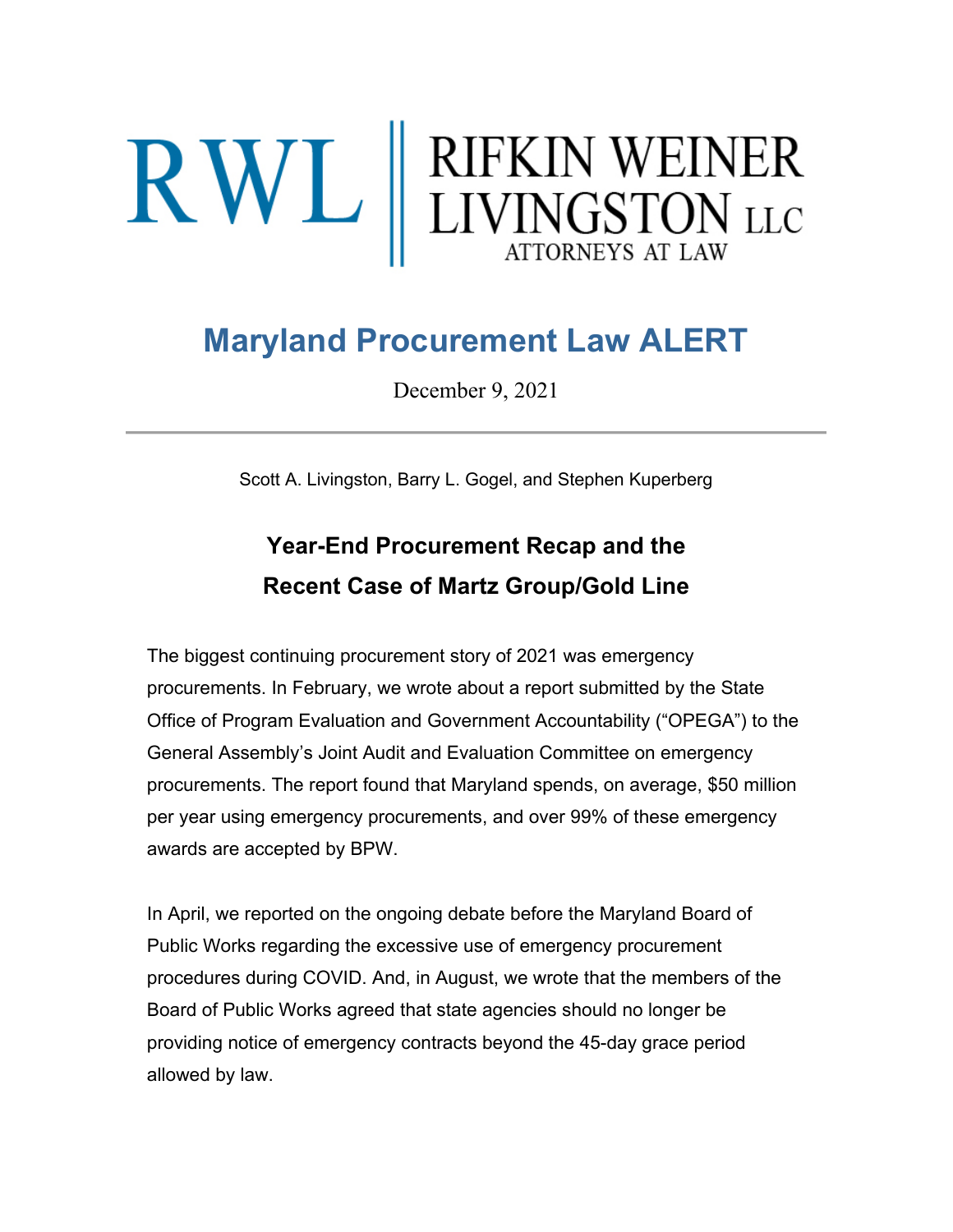RWL | RIFKIN WEINER LIVINGSTON LLC
ATTORNEYS AT LAW

# Maryland Procurement Law ALERT

December 9, 2021

---

Scott A. Livingston, Barry L. Gogel, and Stephen Kuperberg

## Year-End Procurement Recap and the Recent Case of Martz Group/Gold Line

The biggest continuing procurement story of 2021 was emergency procurements. In February, we wrote about a report submitted by the State Office of Program Evaluation and Government Accountability ("OPEGA") to the General Assembly's Joint Audit and Evaluation Committee on emergency procurements. The report found that Maryland spends, on average, $50 million per year using emergency procurements, and over 99% of these emergency awards are accepted by BPW.

In April, we reported on the ongoing debate before the Maryland Board of Public Works regarding the excessive use of emergency procurement procedures during COVID. And, in August, we wrote that the members of the Board of Public Works agreed that state agencies should no longer be providing notice of emergency contracts beyond the 45-day grace period allowed by law.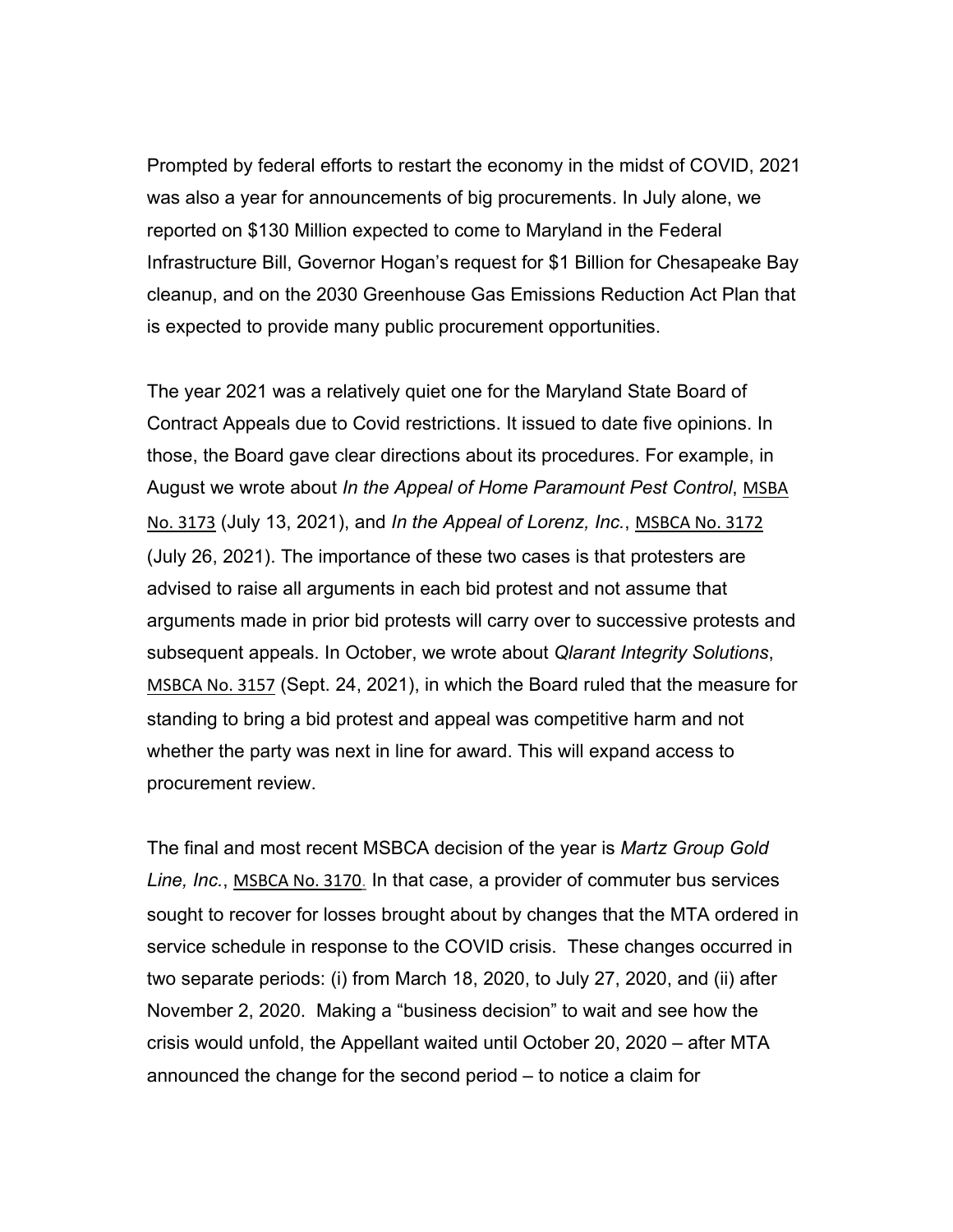Prompted by federal efforts to restart the economy in the midst of COVID, 2021 was also a year for announcements of big procurements. In July alone, we reported on $130 Million expected to come to Maryland in the Federal Infrastructure Bill, Governor Hogan's request for $1 Billion for Chesapeake Bay cleanup, and on the 2030 Greenhouse Gas Emissions Reduction Act Plan that is expected to provide many public procurement opportunities.

The year 2021 was a relatively quiet one for the Maryland State Board of Contract Appeals due to Covid restrictions. It issued to date five opinions. In those, the Board gave clear directions about its procedures. For example, in August we wrote about *In the Appeal of Home Paramount Pest Control*, MSBA No. 3173 (July 13, 2021), and *In the Appeal of Lorenz, Inc.*, MSBCA No. 3172 (July 26, 2021). The importance of these two cases is that protesters are advised to raise all arguments in each bid protest and not assume that arguments made in prior bid protests will carry over to successive protests and subsequent appeals. In October, we wrote about *Qlarant Integrity Solutions*, MSBCA No. 3157 (Sept. 24, 2021), in which the Board ruled that the measure for standing to bring a bid protest and appeal was competitive harm and not whether the party was next in line for award. This will expand access to procurement review.

The final and most recent MSBCA decision of the year is *Martz Group Gold Line, Inc.*, MSBCA No. 3170. In that case, a provider of commuter bus services sought to recover for losses brought about by changes that the MTA ordered in service schedule in response to the COVID crisis. These changes occurred in two separate periods: (i) from March 18, 2020, to July 27, 2020, and (ii) after November 2, 2020. Making a "business decision" to wait and see how the crisis would unfold, the Appellant waited until October 20, 2020 – after MTA announced the change for the second period – to notice a claim for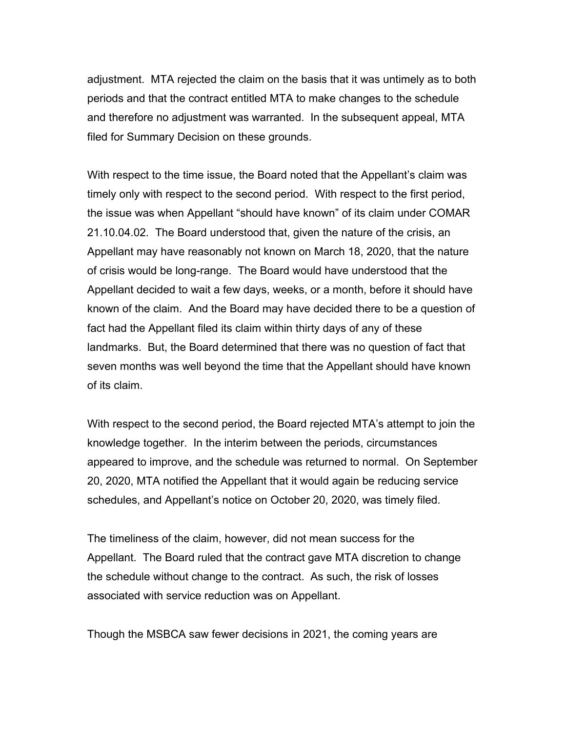adjustment. MTA rejected the claim on the basis that it was untimely as to both periods and that the contract entitled MTA to make changes to the schedule and therefore no adjustment was warranted. In the subsequent appeal, MTA filed for Summary Decision on these grounds.

With respect to the time issue, the Board noted that the Appellant's claim was timely only with respect to the second period. With respect to the first period, the issue was when Appellant "should have known" of its claim under COMAR 21.10.04.02. The Board understood that, given the nature of the crisis, an Appellant may have reasonably not known on March 18, 2020, that the nature of crisis would be long-range. The Board would have understood that the Appellant decided to wait a few days, weeks, or a month, before it should have known of the claim. And the Board may have decided there to be a question of fact had the Appellant filed its claim within thirty days of any of these landmarks. But, the Board determined that there was no question of fact that seven months was well beyond the time that the Appellant should have known of its claim.

With respect to the second period, the Board rejected MTA's attempt to join the knowledge together. In the interim between the periods, circumstances appeared to improve, and the schedule was returned to normal. On September 20, 2020, MTA notified the Appellant that it would again be reducing service schedules, and Appellant's notice on October 20, 2020, was timely filed.

The timeliness of the claim, however, did not mean success for the Appellant. The Board ruled that the contract gave MTA discretion to change the schedule without change to the contract. As such, the risk of losses associated with service reduction was on Appellant.

Though the MSBCA saw fewer decisions in 2021, the coming years are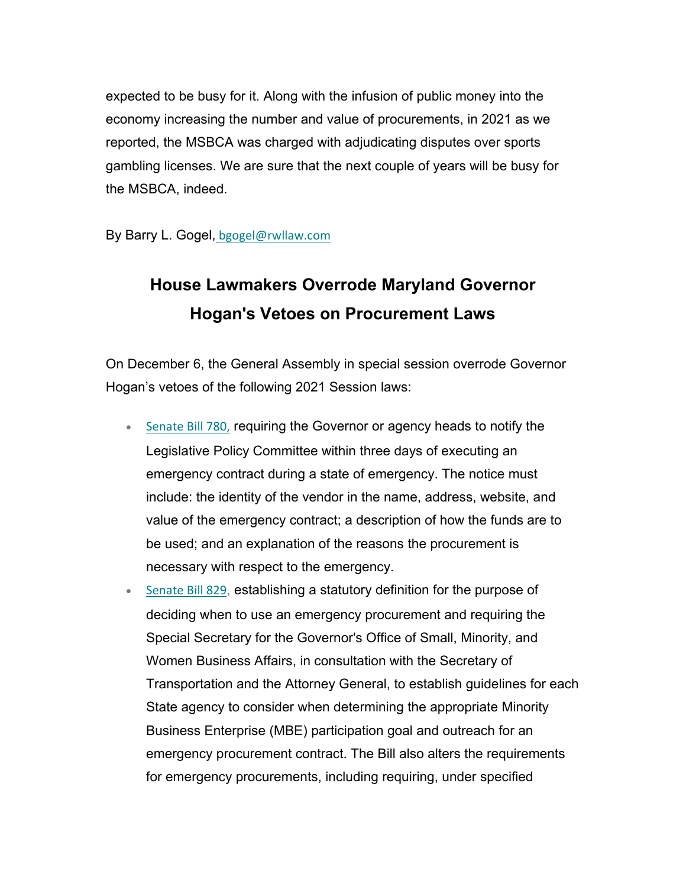expected to be busy for it. Along with the infusion of public money into the economy increasing the number and value of procurements, in 2021 as we reported, the MSBCA was charged with adjudicating disputes over sports gambling licenses. We are sure that the next couple of years will be busy for the MSBCA, indeed.

By Barry L. Gogel, bgogel@rwllaw.com

## House Lawmakers Overrode Maryland Governor Hogan's Vetoes on Procurement Laws

On December 6, the General Assembly in special session overrode Governor Hogan's vetoes of the following 2021 Session laws:

- Senate Bill 780, requiring the Governor or agency heads to notify the Legislative Policy Committee within three days of executing an emergency contract during a state of emergency. The notice must include: the identity of the vendor in the name, address, website, and value of the emergency contract; a description of how the funds are to be used; and an explanation of the reasons the procurement is necessary with respect to the emergency.
- Senate Bill 829, establishing a statutory definition for the purpose of deciding when to use an emergency procurement and requiring the Special Secretary for the Governor's Office of Small, Minority, and Women Business Affairs, in consultation with the Secretary of Transportation and the Attorney General, to establish guidelines for each State agency to consider when determining the appropriate Minority Business Enterprise (MBE) participation goal and outreach for an emergency procurement contract. The Bill also alters the requirements for emergency procurements, including requiring, under specified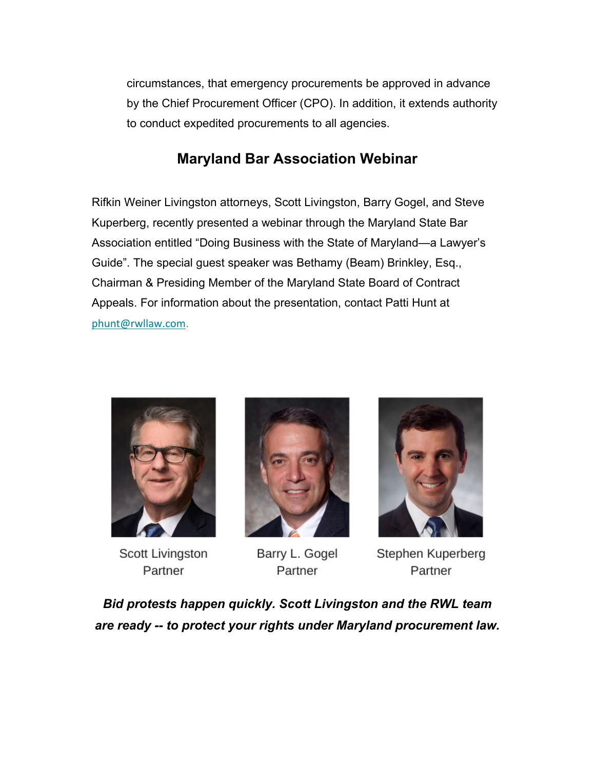circumstances, that emergency procurements be approved in advance by the Chief Procurement Officer (CPO). In addition, it extends authority to conduct expedited procurements to all agencies.

## Maryland Bar Association Webinar

Rifkin Weiner Livingston attorneys, Scott Livingston, Barry Gogel, and Steve Kuperberg, recently presented a webinar through the Maryland State Bar Association entitled "Doing Business with the State of Maryland—a Lawyer's Guide". The special guest speaker was Bethamy (Beam) Brinkley, Esq., Chairman & Presiding Member of the Maryland State Board of Contract Appeals. For information about the presentation, contact Patti Hunt at phunt@rwllaw.com.

Scott Livingston
Partner

Barry L. Gogel
Partner

Stephen Kuperberg
Partner

***Bid protests happen quickly. Scott Livingston and the RWL team are ready -- to protect your rights under Maryland procurement law.***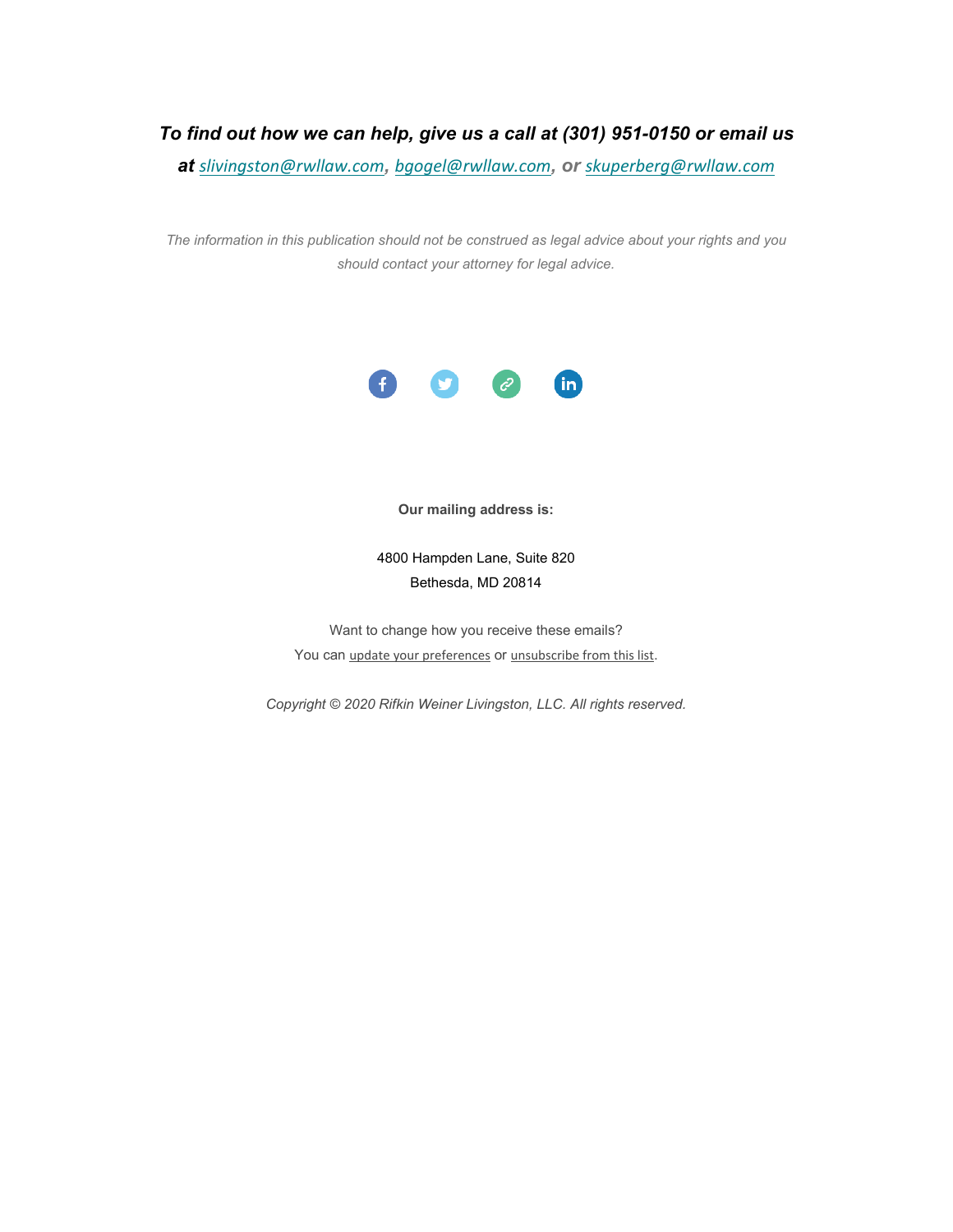***To find out how we can help, give us a call at (301) 951-0150 or email us at slivingston@rwllaw.com, bgogel@rwllaw.com, or skuperberg@rwllaw.com***

*The information in this publication should not be construed as legal advice about your rights and you should contact your attorney for legal advice.*

**Our mailing address is:**

4800 Hampden Lane, Suite 820
Bethesda, MD 20814

Want to change how you receive these emails?
You can update your preferences or unsubscribe from this list.

*Copyright © 2020 Rifkin Weiner Livingston, LLC. All rights reserved.*